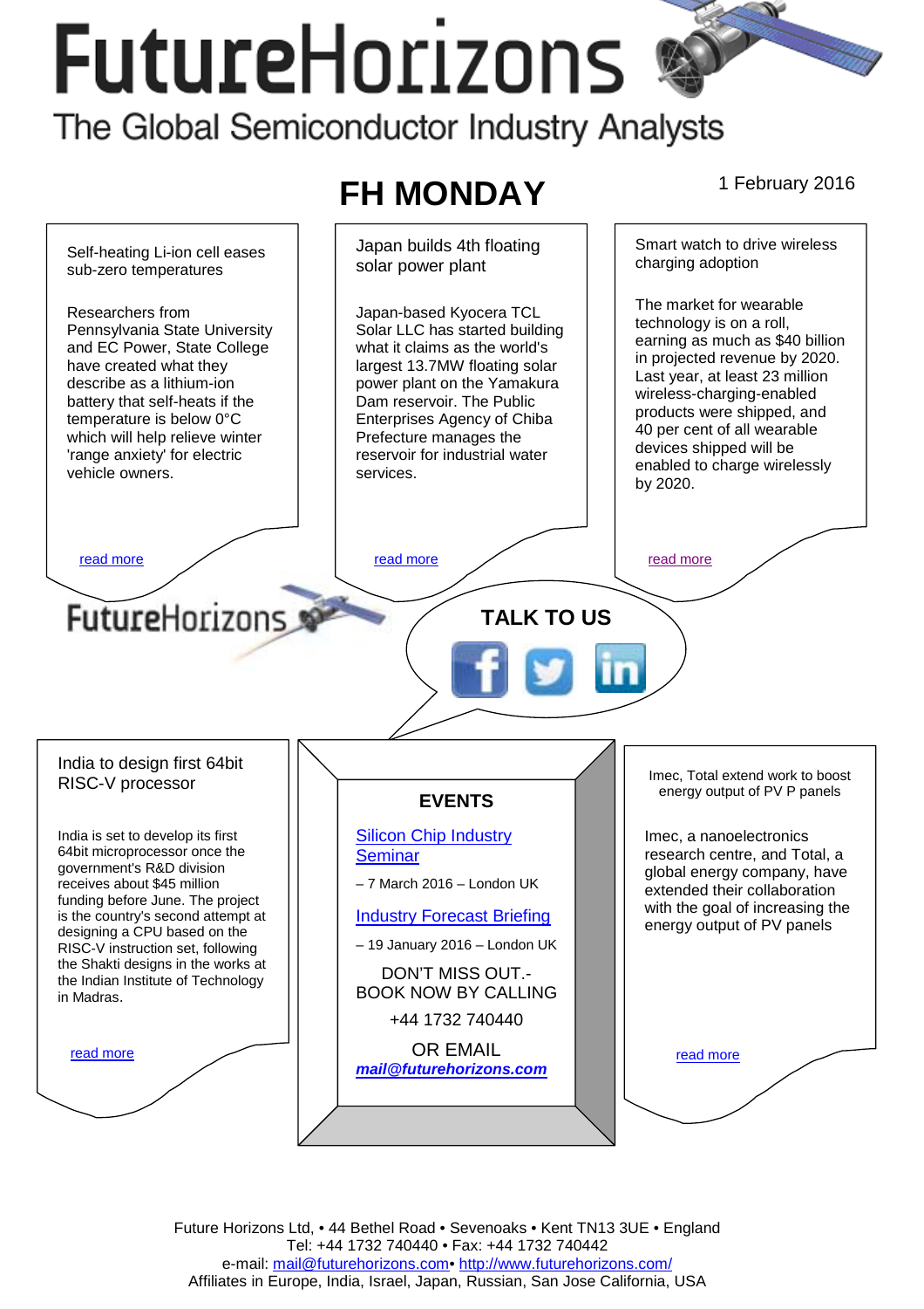# FutureHorizons

The Global Semiconductor Industry Analysts

## FH MONDAY

1 February 2016

### Self-heating Li-ion cell eases sub-zero temperatures

Researchers from Pennsylvania State University and EC Power, State College have created what they describe as a lithium-ion battery that self-heats if the temperature is below 0°C which will help relieve winter 'range anxiety' for electric vehicle owners.

read more

### Japan builds 4th floating solar power plant

Japan-based Kyocera TCL Solar LLC has started building what it claims as the world's largest 13.7MW floating solar power plant on the Yamakura Dam reservoir. The Public Enterprises Agency of Chiba Prefecture manages the reservoir for industrial water services.

read more

### Smart watch to drive wireless charging adoption

The market for wearable technology is on a roll, earning as much as $40 billion in projected revenue by 2020. Last year, at least 23 million wireless-charging-enabled products were shipped, and 40 per cent of all wearable devices shipped will be enabled to charge wirelessly by 2020.

read more

FutureHorizons

**TALK TO US**

### India to design first 64bit RISC-V processor

India is set to develop its first 64bit microprocessor once the government's R&D division receives about $45 million funding before June. The project is the country's second attempt at designing a CPU based on the RISC-V instruction set, following the Shakti designs in the works at the Indian Institute of Technology in Madras.

read more

### EVENTS

Silicon Chip Industry Seminar

– 7 March 2016 – London UK

Industry Forecast Briefing

– 19 January 2016 – London UK

DON'T MISS OUT.- BOOK NOW BY CALLING

+44 1732 740440

OR EMAIL

***mail@futurehorizons.com***

### Imec, Total extend work to boost energy output of PV P panels

Imec, a nanoelectronics research centre, and Total, a global energy company, have extended their collaboration with the goal of increasing the energy output of PV panels

read more

Future Horizons Ltd, • 44 Bethel Road • Sevenoaks • Kent TN13 3UE • England
Tel: +44 1732 740440 • Fax: +44 1732 740442
e-mail: mail@futurehorizons.com• http://www.futurehorizons.com/
Affiliates in Europe, India, Israel, Japan, Russian, San Jose California, USA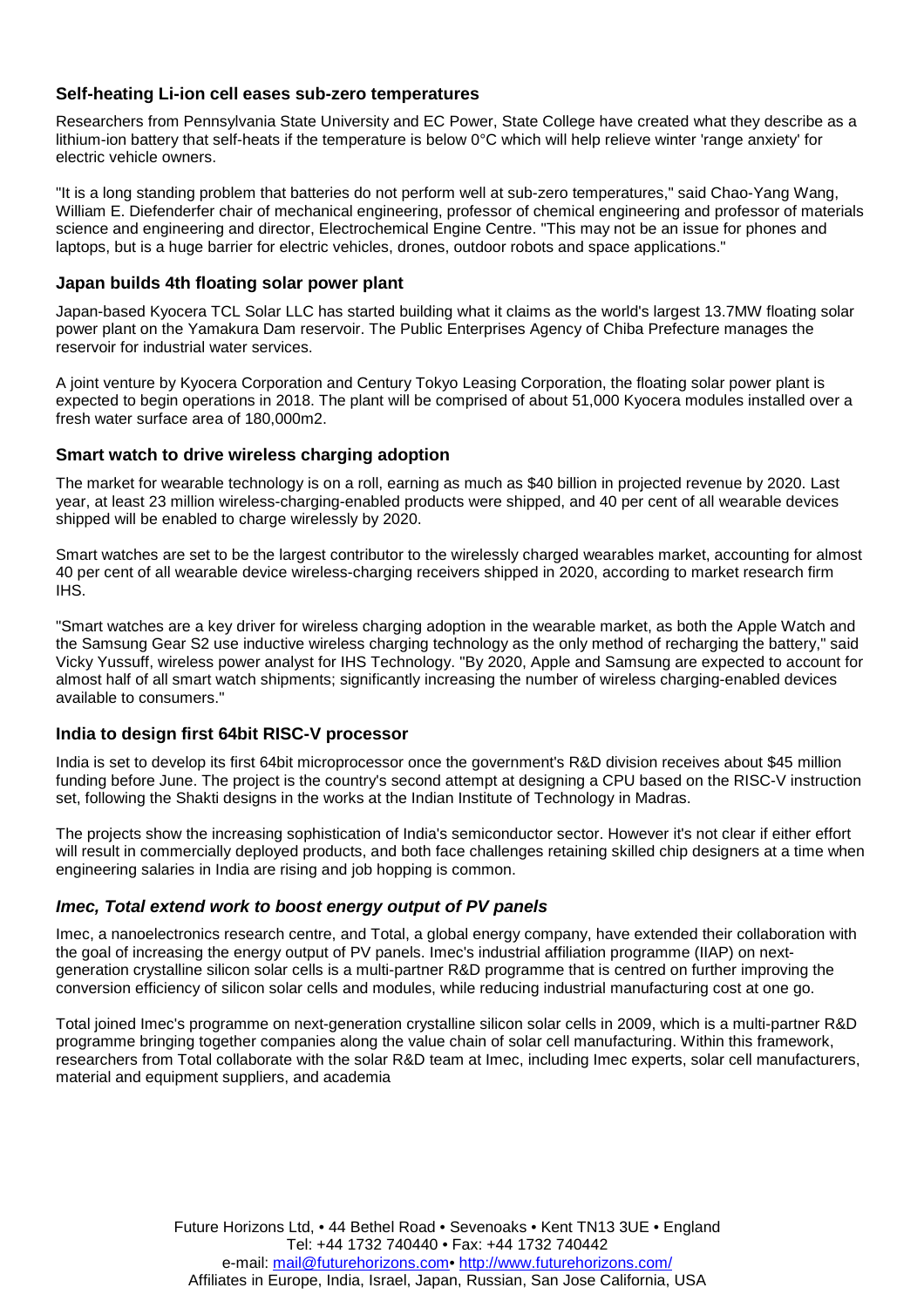### Self-heating Li-ion cell eases sub-zero temperatures

Researchers from Pennsylvania State University and EC Power, State College have created what they describe as a lithium-ion battery that self-heats if the temperature is below 0°C which will help relieve winter 'range anxiety' for electric vehicle owners.

"It is a long standing problem that batteries do not perform well at sub-zero temperatures," said Chao-Yang Wang, William E. Diefenderfer chair of mechanical engineering, professor of chemical engineering and professor of materials science and engineering and director, Electrochemical Engine Centre. "This may not be an issue for phones and laptops, but is a huge barrier for electric vehicles, drones, outdoor robots and space applications."

### Japan builds 4th floating solar power plant

Japan-based Kyocera TCL Solar LLC has started building what it claims as the world's largest 13.7MW floating solar power plant on the Yamakura Dam reservoir. The Public Enterprises Agency of Chiba Prefecture manages the reservoir for industrial water services.

A joint venture by Kyocera Corporation and Century Tokyo Leasing Corporation, the floating solar power plant is expected to begin operations in 2018. The plant will be comprised of about 51,000 Kyocera modules installed over a fresh water surface area of 180,000m2.

### Smart watch to drive wireless charging adoption

The market for wearable technology is on a roll, earning as much as $40 billion in projected revenue by 2020. Last year, at least 23 million wireless-charging-enabled products were shipped, and 40 per cent of all wearable devices shipped will be enabled to charge wirelessly by 2020.

Smart watches are set to be the largest contributor to the wirelessly charged wearables market, accounting for almost 40 per cent of all wearable device wireless-charging receivers shipped in 2020, according to market research firm IHS.

"Smart watches are a key driver for wireless charging adoption in the wearable market, as both the Apple Watch and the Samsung Gear S2 use inductive wireless charging technology as the only method of recharging the battery," said Vicky Yussuff, wireless power analyst for IHS Technology. "By 2020, Apple and Samsung are expected to account for almost half of all smart watch shipments; significantly increasing the number of wireless charging-enabled devices available to consumers."

### India to design first 64bit RISC-V processor

India is set to develop its first 64bit microprocessor once the government's R&D division receives about $45 million funding before June. The project is the country's second attempt at designing a CPU based on the RISC-V instruction set, following the Shakti designs in the works at the Indian Institute of Technology in Madras.

The projects show the increasing sophistication of India's semiconductor sector. However it's not clear if either effort will result in commercially deployed products, and both face challenges retaining skilled chip designers at a time when engineering salaries in India are rising and job hopping is common.

### *Imec, Total extend work to boost energy output of PV panels*

Imec, a nanoelectronics research centre, and Total, a global energy company, have extended their collaboration with the goal of increasing the energy output of PV panels. Imec's industrial affiliation programme (IIAP) on next-generation crystalline silicon solar cells is a multi-partner R&D programme that is centred on further improving the conversion efficiency of silicon solar cells and modules, while reducing industrial manufacturing cost at one go.

Total joined Imec's programme on next-generation crystalline silicon solar cells in 2009, which is a multi-partner R&D programme bringing together companies along the value chain of solar cell manufacturing. Within this framework, researchers from Total collaborate with the solar R&D team at Imec, including Imec experts, solar cell manufacturers, material and equipment suppliers, and academia

Future Horizons Ltd, • 44 Bethel Road • Sevenoaks • Kent TN13 3UE • England
Tel: +44 1732 740440 • Fax: +44 1732 740442
e-mail: mail@futurehorizons.com• http://www.futurehorizons.com/
Affiliates in Europe, India, Israel, Japan, Russian, San Jose California, USA